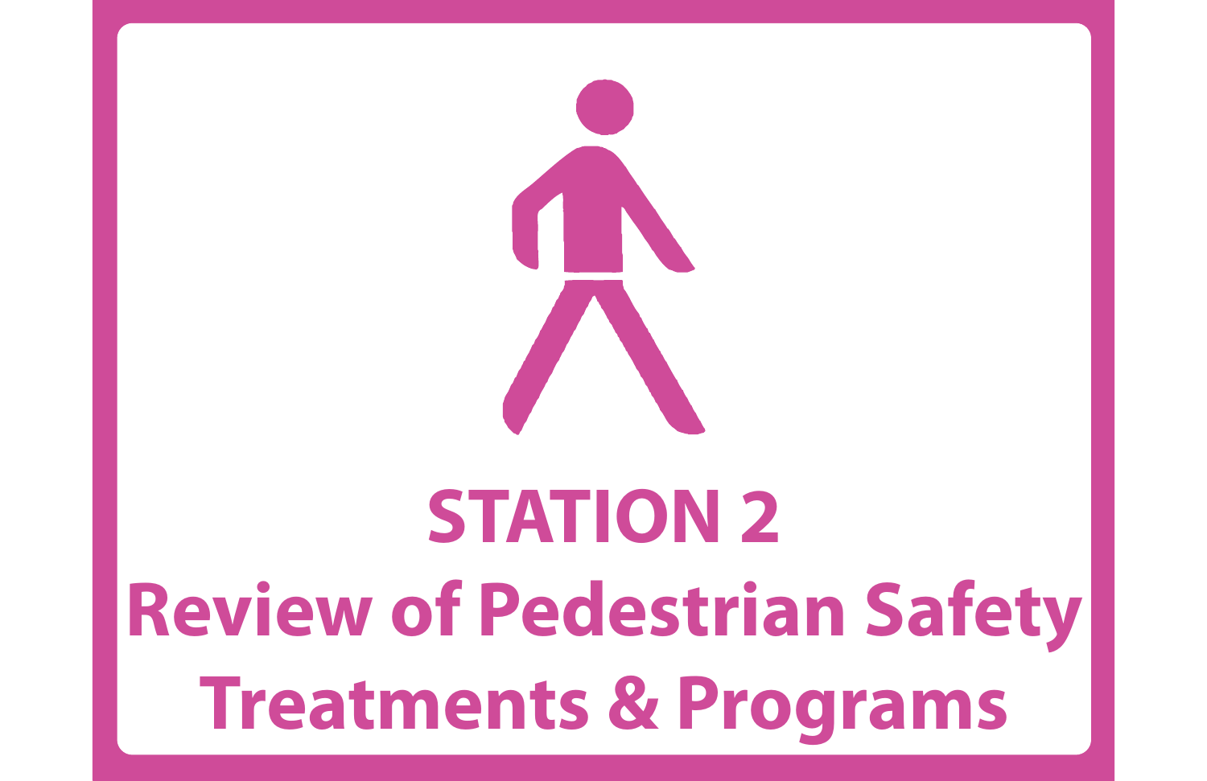# STATION 2

# Review of Pedestrian Safety Treatments & Programs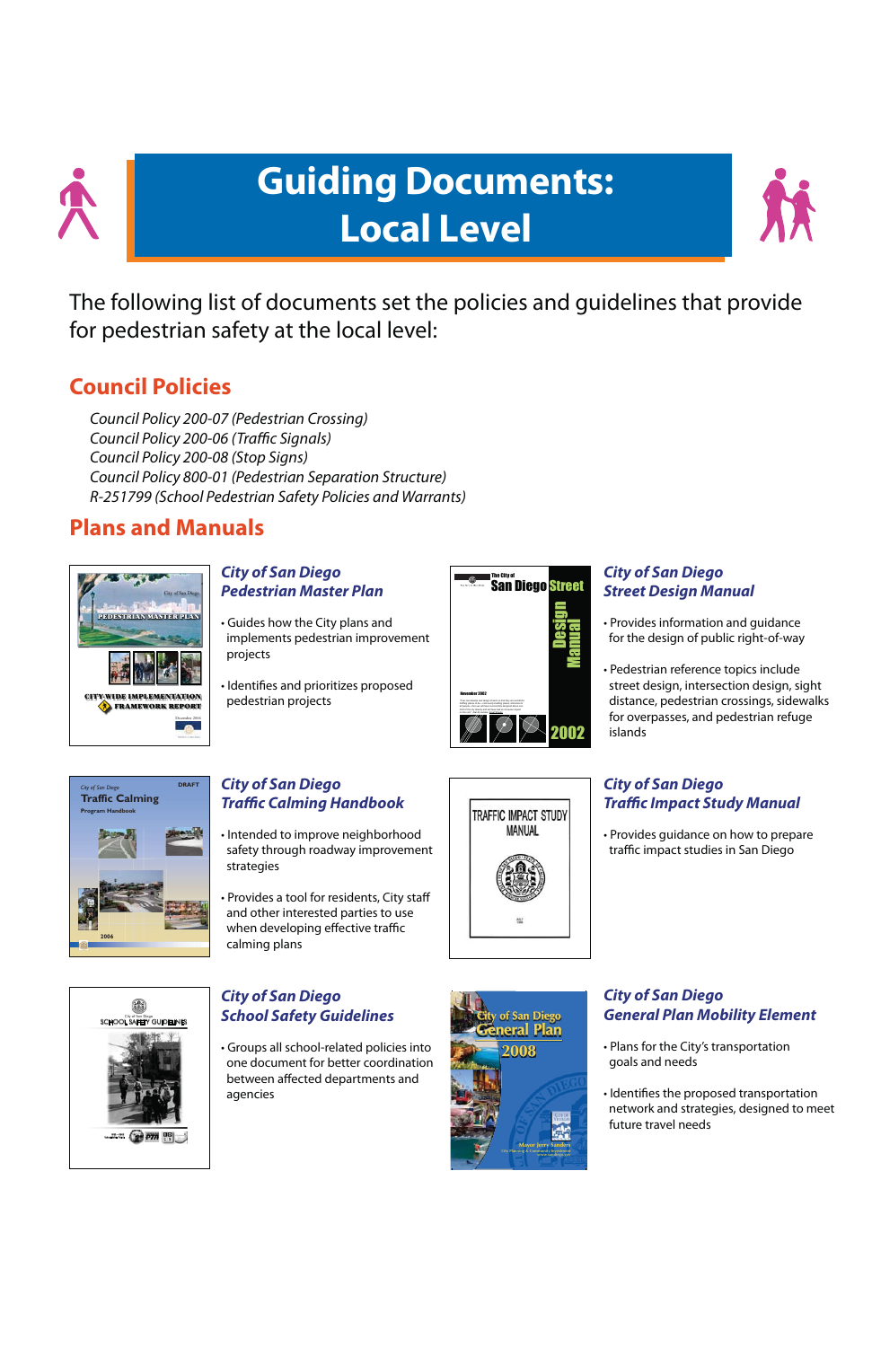# Guiding Documents: Local Level

The following list of documents set the policies and guidelines that provide for pedestrian safety at the local level:

## Council Policies

*Council Policy 200-07 (Pedestrian Crossing)*
*Council Policy 200-06 (Traffic Signals)*
*Council Policy 200-08 (Stop Signs)*
*Council Policy 800-01 (Pedestrian Separation Structure)*
*R-251799 (School Pedestrian Safety Policies and Warrants)*

## Plans and Manuals

### *City of San Diego Pedestrian Master Plan*

- Guides how the City plans and implements pedestrian improvement projects
- Identifies and prioritizes proposed pedestrian projects

### *City of San Diego Street Design Manual*

- Provides information and guidance for the design of public right-of-way
- Pedestrian reference topics include street design, intersection design, sight distance, pedestrian crossings, sidewalks for overpasses, and pedestrian refuge islands

### *City of San Diego Traffic Calming Handbook*

- Intended to improve neighborhood safety through roadway improvement strategies
- Provides a tool for residents, City staff and other interested parties to use when developing effective traffic calming plans

### *City of San Diego Traffic Impact Study Manual*

- Provides guidance on how to prepare traffic impact studies in San Diego

### *City of San Diego School Safety Guidelines*

- Groups all school-related policies into one document for better coordination between affected departments and agencies

### *City of San Diego General Plan Mobility Element*

- Plans for the City's transportation goals and needs
- Identifies the proposed transportation network and strategies, designed to meet future travel needs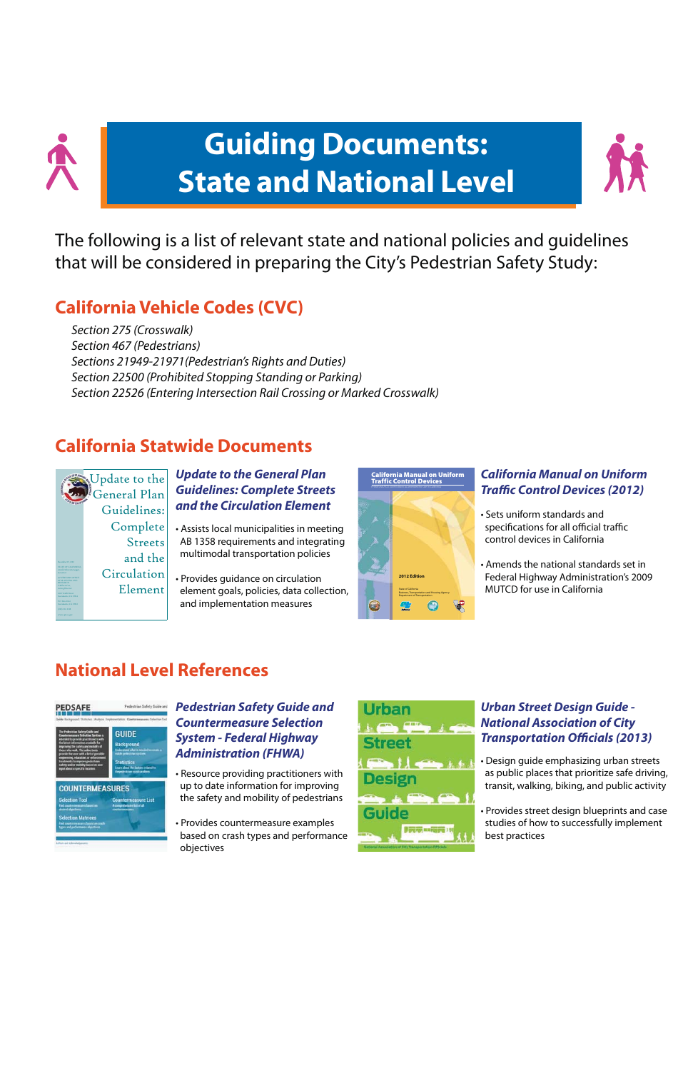# Guiding Documents: State and National Level

The following is a list of relevant state and national policies and guidelines that will be considered in preparing the City's Pedestrian Safety Study:

## California Vehicle Codes (CVC)

*Section 275 (Crosswalk)*
*Section 467 (Pedestrians)*
*Sections 21949-21971(Pedestrian's Rights and Duties)*
*Section 22500 (Prohibited Stopping Standing or Parking)*
*Section 22526 (Entering Intersection Rail Crossing or Marked Crosswalk)*

## California Statewide Documents

### *Update to the General Plan Guidelines: Complete Streets and the Circulation Element*

- Assists local municipalities in meeting AB 1358 requirements and integrating multimodal transportation policies
- Provides guidance on circulation element goals, policies, data collection, and implementation measures

### *California Manual on Uniform Traffic Control Devices (2012)*

- Sets uniform standards and specifications for all official traffic control devices in California
- Amends the national standards set in Federal Highway Administration's 2009 MUTCD for use in California

## National Level References

### *Pedestrian Safety Guide and Countermeasure Selection System - Federal Highway Administration (FHWA)*

- Resource providing practitioners with up to date information for improving the safety and mobility of pedestrians
- Provides countermeasure examples based on crash types and performance objectives

### *Urban Street Design Guide - National Association of City Transportation Officials (2013)*

- Design guide emphasizing urban streets as public places that prioritize safe driving, transit, walking, biking, and public activity
- Provides street design blueprints and case studies of how to successfully implement best practices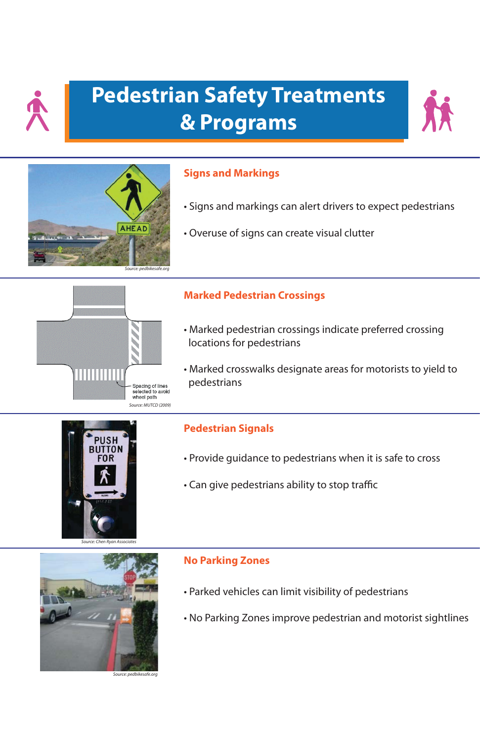# Pedestrian Safety Treatments & Programs

*Source: pedbikesafe.org*

## Signs and Markings

- Signs and markings can alert drivers to expect pedestrians
- Overuse of signs can create visual clutter

Spacing of lines selected to avoid wheel path

*Source: MUTCD (2009)*

## Marked Pedestrian Crossings

- Marked pedestrian crossings indicate preferred crossing locations for pedestrians
- Marked crosswalks designate areas for motorists to yield to pedestrians

*Source: Chen Ryan Associates*

## Pedestrian Signals

- Provide guidance to pedestrians when it is safe to cross
- Can give pedestrians ability to stop traffic

*Source: pedbikesafe.org*

## No Parking Zones

- Parked vehicles can limit visibility of pedestrians
- No Parking Zones improve pedestrian and motorist sightlines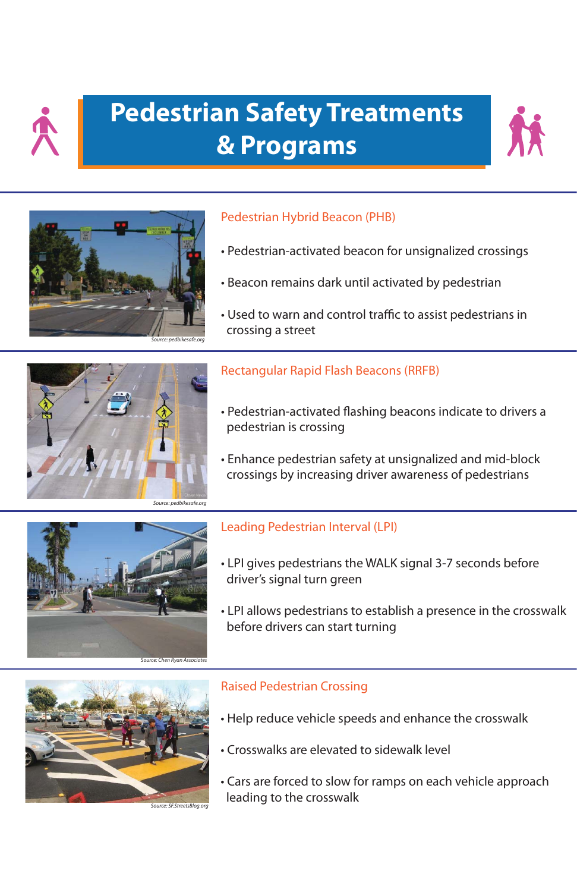# Pedestrian Safety Treatments & Programs

*Source: pedbikesafe.org*

## Pedestrian Hybrid Beacon (PHB)

- Pedestrian-activated beacon for unsignalized crossings
- Beacon remains dark until activated by pedestrian
- Used to warn and control traffic to assist pedestrians in crossing a street

*Source: pedbikesafe.org*

## Rectangular Rapid Flash Beacons (RRFB)

- Pedestrian-activated flashing beacons indicate to drivers a pedestrian is crossing
- Enhance pedestrian safety at unsignalized and mid-block crossings by increasing driver awareness of pedestrians

*Source: Chen Ryan Associates*

## Leading Pedestrian Interval (LPI)

- LPI gives pedestrians the WALK signal 3-7 seconds before driver's signal turn green
- LPI allows pedestrians to establish a presence in the crosswalk before drivers can start turning

*Source: SF.StreetsBlog.org*

## Raised Pedestrian Crossing

- Help reduce vehicle speeds and enhance the crosswalk
- Crosswalks are elevated to sidewalk level
- Cars are forced to slow for ramps on each vehicle approach leading to the crosswalk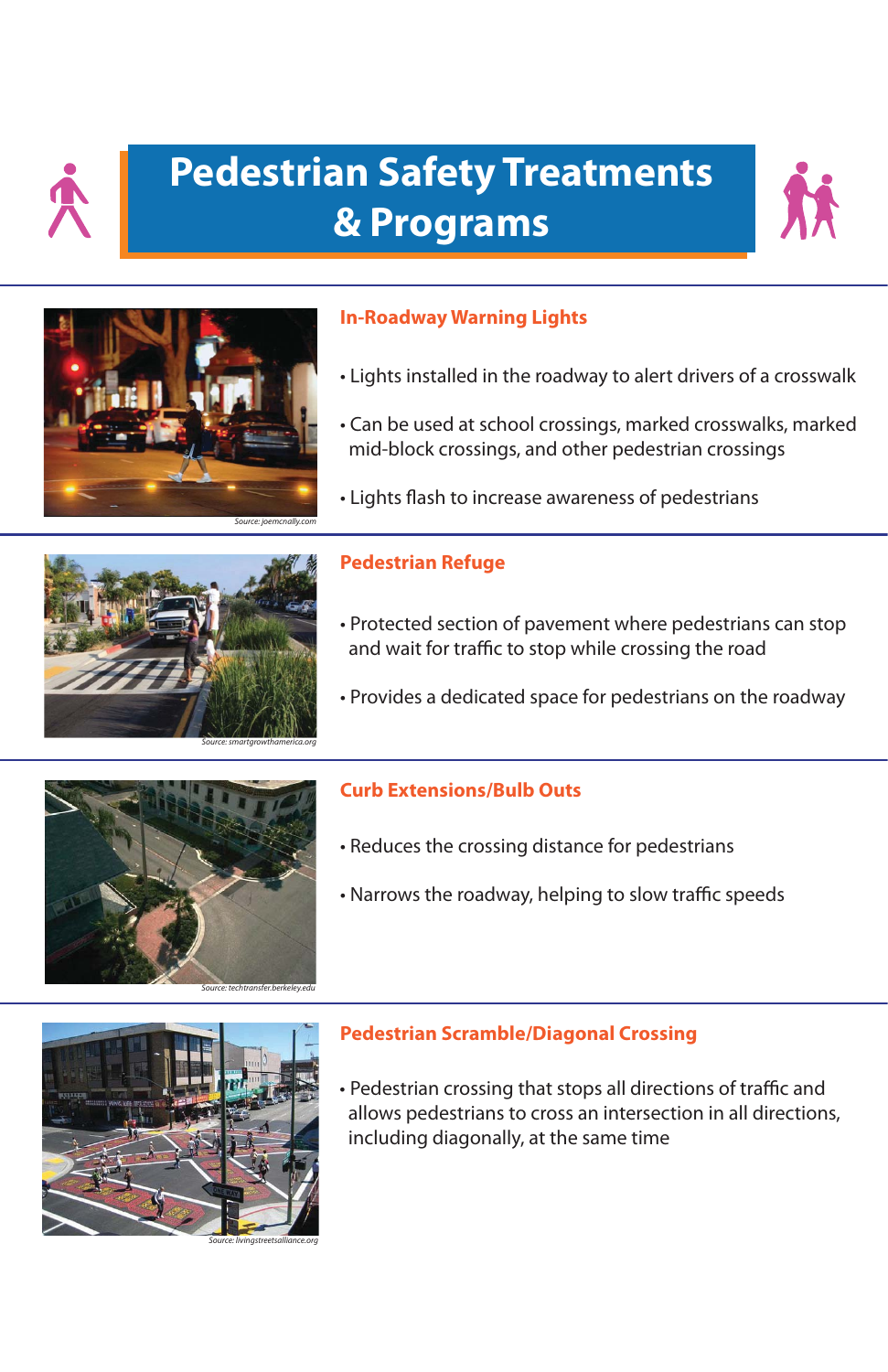# Pedestrian Safety Treatments & Programs

Source: joemcnally.com

## In-Roadway Warning Lights

- Lights installed in the roadway to alert drivers of a crosswalk
- Can be used at school crossings, marked crosswalks, marked mid-block crossings, and other pedestrian crossings
- Lights flash to increase awareness of pedestrians

Source: smartgrowthamerica.org

## Pedestrian Refuge

- Protected section of pavement where pedestrians can stop and wait for traffic to stop while crossing the road
- Provides a dedicated space for pedestrians on the roadway

Source: techtransfer.berkeley.edu

## Curb Extensions/Bulb Outs

- Reduces the crossing distance for pedestrians
- Narrows the roadway, helping to slow traffic speeds

Source: livingstreetsalliance.org

## Pedestrian Scramble/Diagonal Crossing

- Pedestrian crossing that stops all directions of traffic and allows pedestrians to cross an intersection in all directions, including diagonally, at the same time